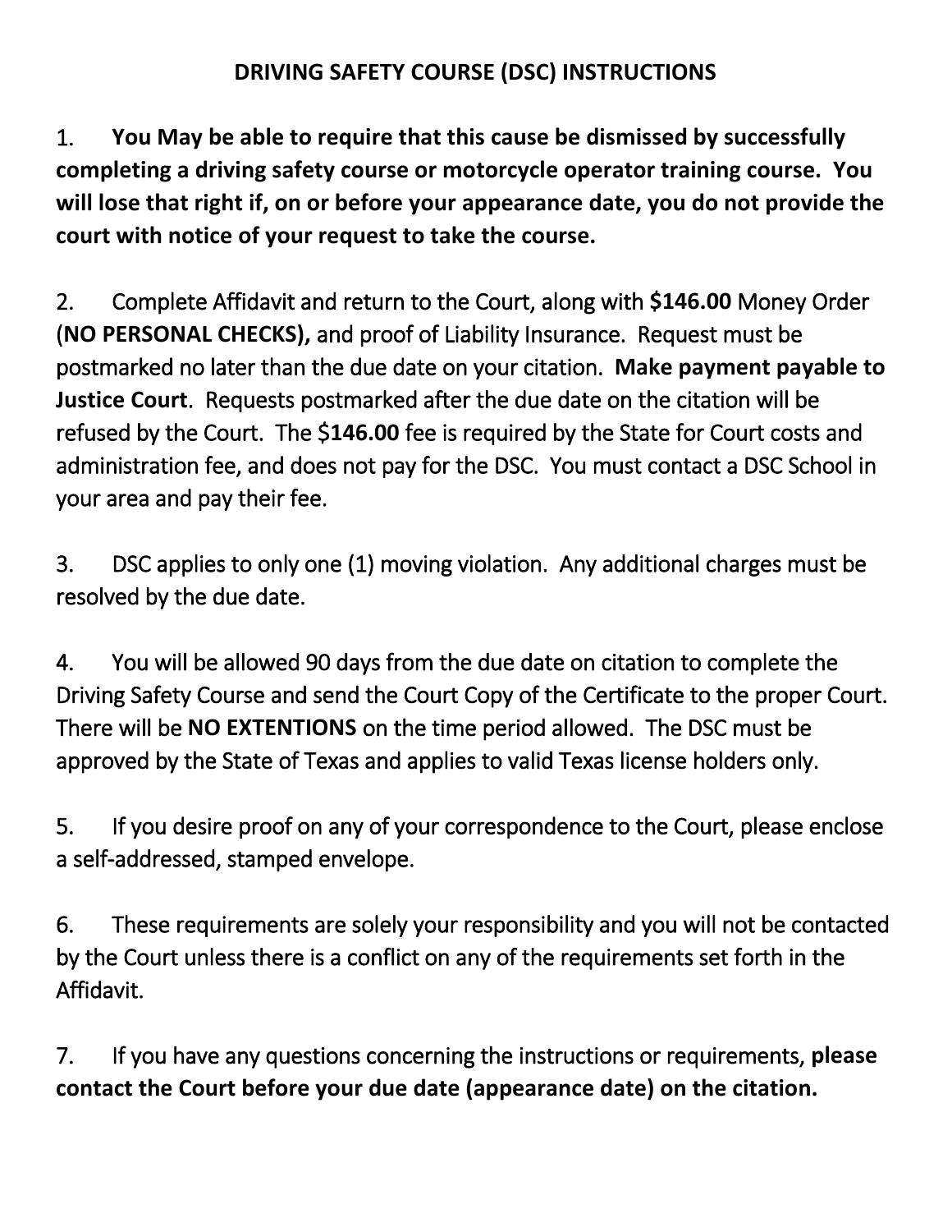# DRIVING SAFETY COURSE (DSC) INSTRUCTIONS

1. **You May be able to require that this cause be dismissed by successfully completing a driving safety course or motorcycle operator training course. You will lose that right if, on or before your appearance date, you do not provide the court with notice of your request to take the course.**

2. Complete Affidavit and return to the Court, along with **$146.00** Money Order (**NO PERSONAL CHECKS),** and proof of Liability Insurance. Request must be postmarked no later than the due date on your citation. **Make payment payable to Justice Court**. Requests postmarked after the due date on the citation will be refused by the Court. The $**146.00** fee is required by the State for Court costs and administration fee, and does not pay for the DSC. You must contact a DSC School in your area and pay their fee.

3. DSC applies to only one (1) moving violation. Any additional charges must be resolved by the due date.

4. You will be allowed 90 days from the due date on citation to complete the Driving Safety Course and send the Court Copy of the Certificate to the proper Court. There will be **NO EXTENTIONS** on the time period allowed. The DSC must be approved by the State of Texas and applies to valid Texas license holders only.

5. If you desire proof on any of your correspondence to the Court, please enclose a self-addressed, stamped envelope.

6. These requirements are solely your responsibility and you will not be contacted by the Court unless there is a conflict on any of the requirements set forth in the Affidavit.

7. If you have any questions concerning the instructions or requirements, **please contact the Court before your due date (appearance date) on the citation.**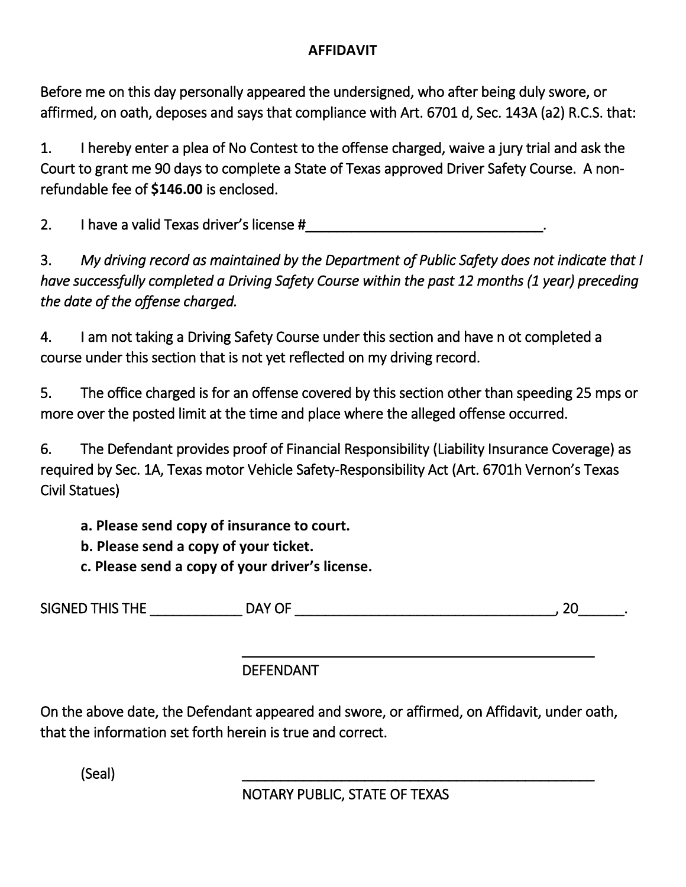# AFFIDAVIT

Before me on this day personally appeared the undersigned, who after being duly swore, or affirmed, on oath, deposes and says that compliance with Art. 6701 d, Sec. 143A (a2) R.C.S. that:

1. I hereby enter a plea of No Contest to the offense charged, waive a jury trial and ask the Court to grant me 90 days to complete a State of Texas approved Driver Safety Course. A non-refundable fee of **$146.00** is enclosed.

2. I have a valid Texas driver's license #_______________________________.

3. *My driving record as maintained by the Department of Public Safety does not indicate that I have successfully completed a Driving Safety Course within the past 12 months (1 year) preceding the date of the offense charged.*

4. I am not taking a Driving Safety Course under this section and have n ot completed a course under this section that is not yet reflected on my driving record.

5. The office charged is for an offense covered by this section other than speeding 25 mps or more over the posted limit at the time and place where the alleged offense occurred.

6. The Defendant provides proof of Financial Responsibility (Liability Insurance Coverage) as required by Sec. 1A, Texas motor Vehicle Safety-Responsibility Act (Art. 6701h Vernon's Texas Civil Statues)

   **a. Please send copy of insurance to court.**
   **b. Please send a copy of your ticket.**
   **c. Please send a copy of your driver's license.**

SIGNED THIS THE ____________ DAY OF __________________________________, 20______.

_______________________________________________
DEFENDANT

On the above date, the Defendant appeared and swore, or affirmed, on Affidavit, under oath, that the information set forth herein is true and correct.

(Seal)

_______________________________________________
NOTARY PUBLIC, STATE OF TEXAS